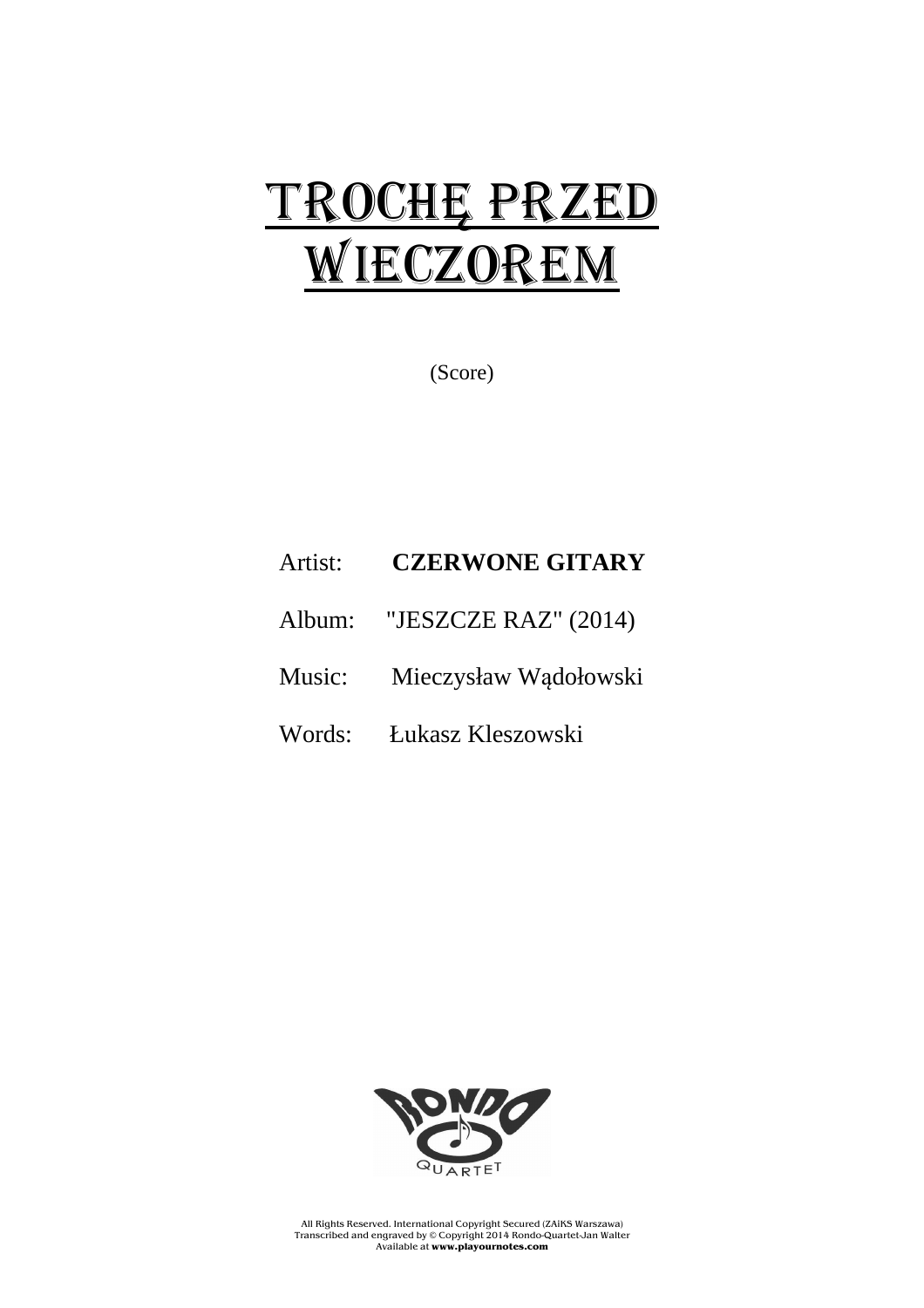# TROCHĘ PRZED WIECZOREM

(Score)

Artist: **CZERWONE GITARY**

Album: "JESZCZE RAZ" (2014)

Music: Mieczysław Wądołowski

Words: Łukasz Kleszowski

RONDO QUARTET

All Rights Reserved. International Copyright Secured (ZAiKS Warszawa)
Transcribed and engraved by © Copyright 2014 Rondo-Quartet-Jan Walter
Available at **www.playournotes.com**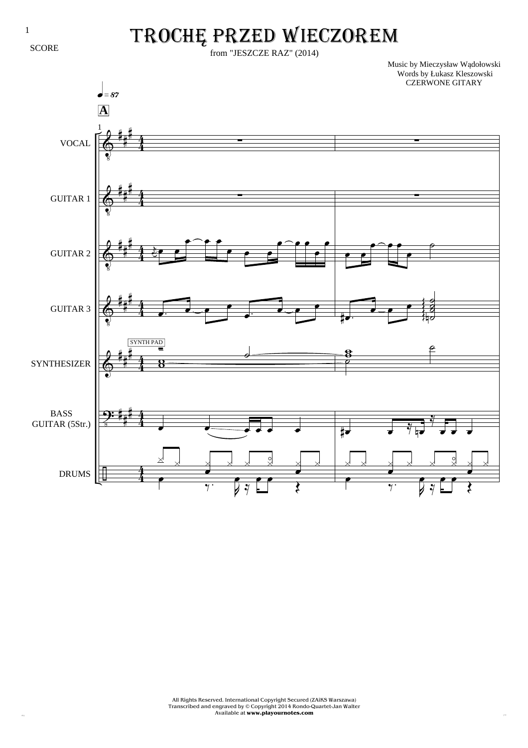SCORE

# TROCHĘ PRZED WIECZOREM

from "JESZCZE RAZ" (2014)

Music by Mieczysław Wądołowski
Words by Łukasz Kleszowski
CZERWONE GITARY

All Rights Reserved. International Copyright Secured (ZAiKS Warszawa)
Transcribed and engraved by © Copyright 2014 Rondo-Quartet-Jan Walter
Available at **www.playournotes.com**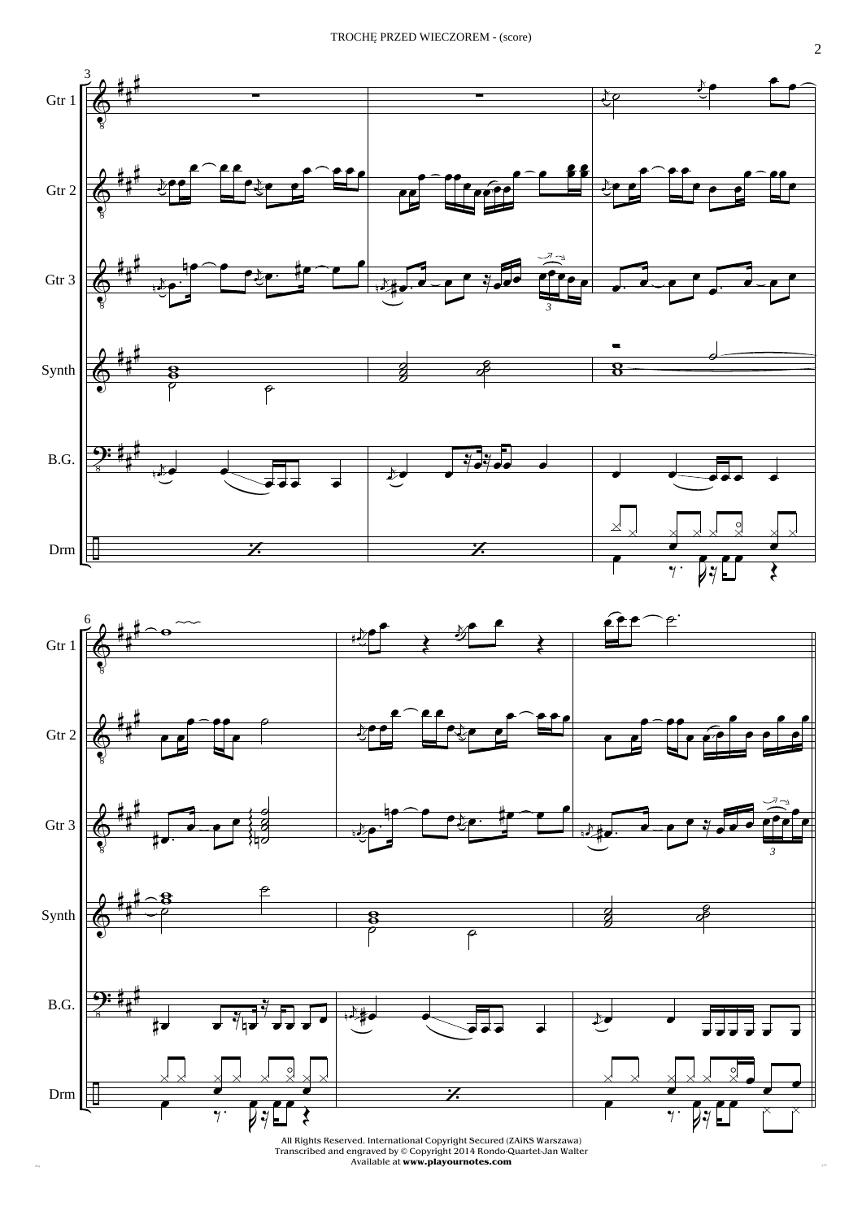Gtr 1

Gtr 2

Gtr 3

Synth

B.G.

Drm

All Rights Reserved. International Copyright Secured (ZAiKS Warszawa)
Transcribed and engraved by © Copyright 2014 Rondo-Quartet-Jan Walter
Available at **www.playournotes.com**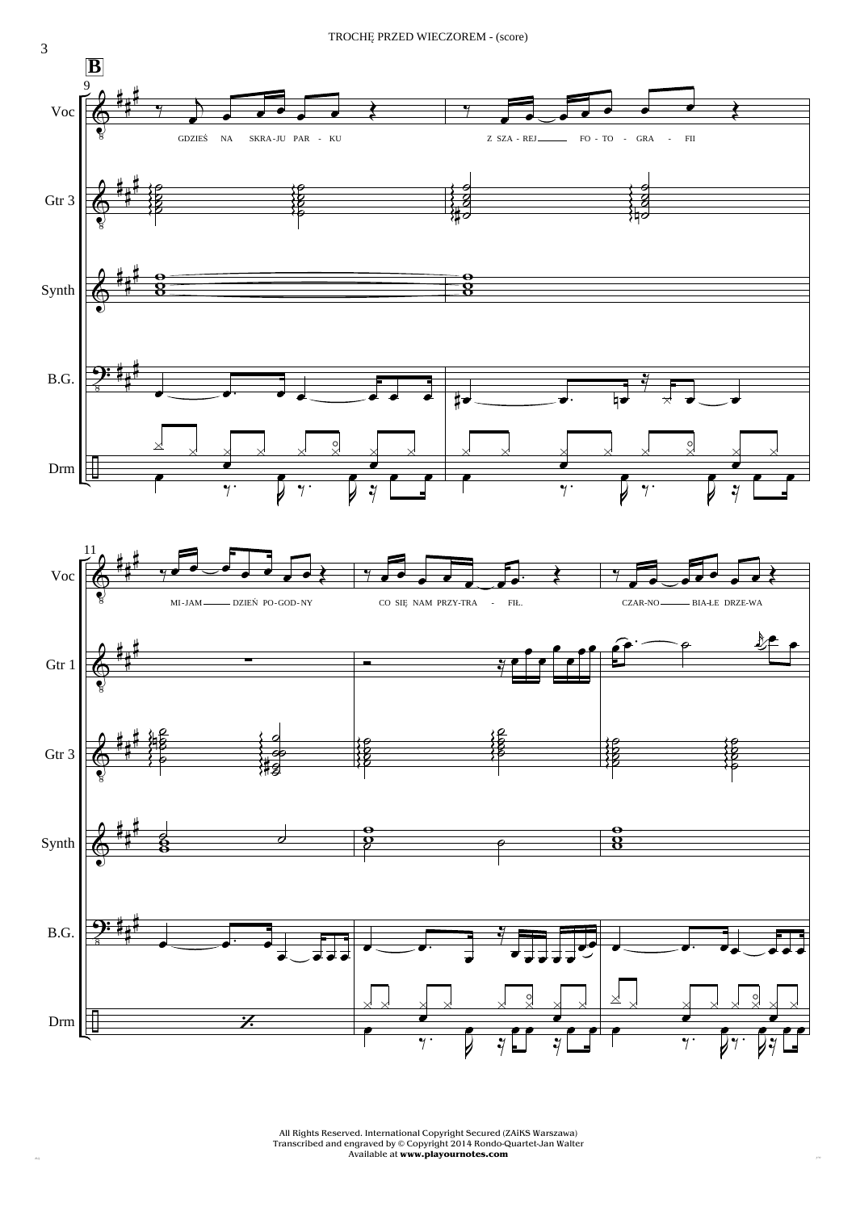**B**

GDZIEŚ NA SKRA-JU PAR - KU Z SZA - REJ FO - TO - GRA - FII

MI-JAM DZIEŃ PO-GOD-NY CO SIĘ NAM PRZY-TRA - FIŁ. CZAR-NO BIA-ŁE DRZE-WA

All Rights Reserved. International Copyright Secured (ZAiKS Warszawa)
Transcribed and engraved by © Copyright 2014 Rondo-Quartet-Jan Walter
Available at **www.playournotes.com**